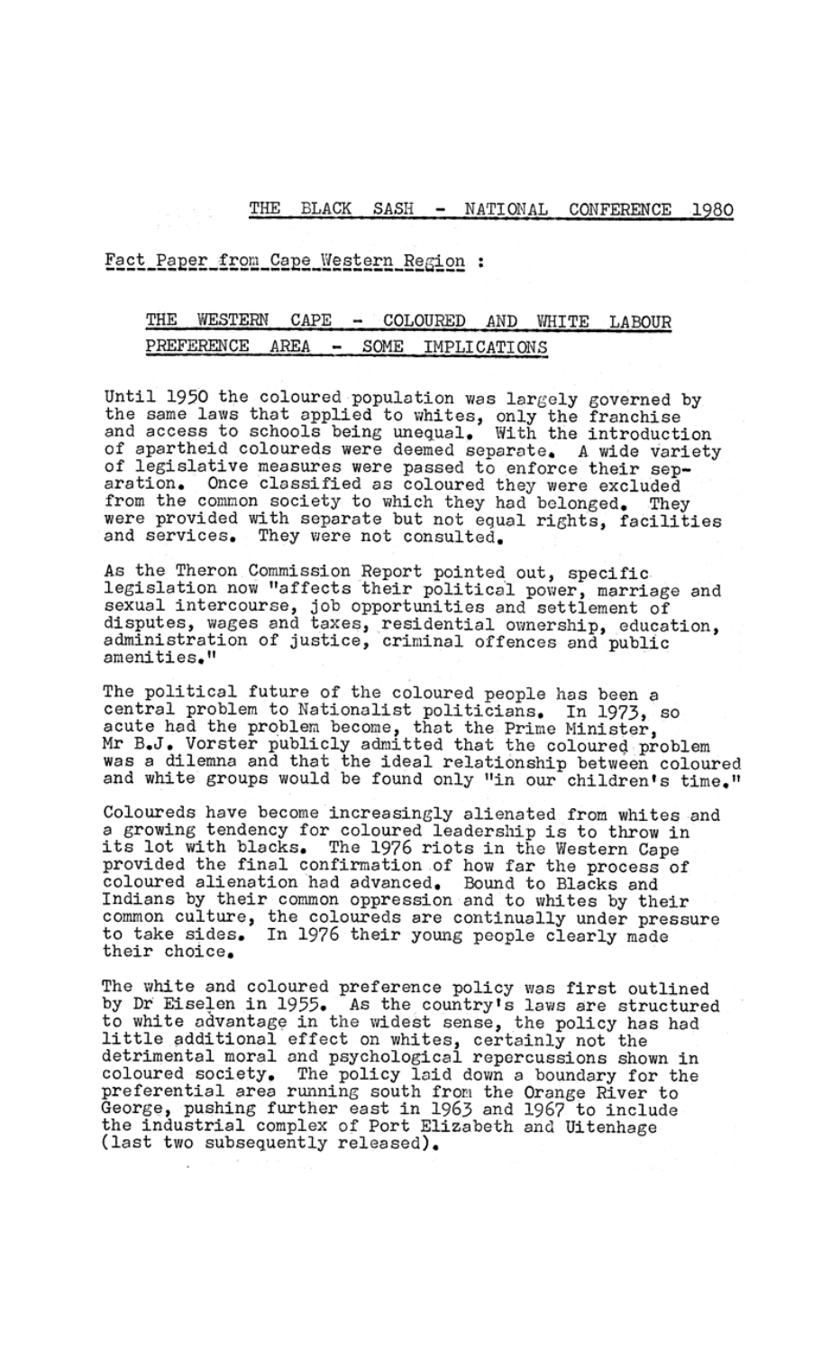# THE BLACK SASH - NATIONAL CONFERENCE 1980

Fact Paper from Cape Western Region :

## THE WESTERN CAPE - COLOURED AND WHITE LABOUR PREFERENCE AREA - SOME IMPLICATIONS

Until 1950 the coloured population was largely governed by the same laws that applied to whites, only the franchise and access to schools being unequal. With the introduction of apartheid coloureds were deemed separate. A wide variety of legislative measures were passed to enforce their separation. Once classified as coloured they were excluded from the common society to which they had belonged. They were provided with separate but not equal rights, facilities and services. They were not consulted.

As the Theron Commission Report pointed out, specific legislation now "affects their political power, marriage and sexual intercourse, job opportunities and settlement of disputes, wages and taxes, residential ownership, education, administration of justice, criminal offences and public amenities."

The political future of the coloured people has been a central problem to Nationalist politicians. In 1973, so acute had the problem become, that the Prime Minister, Mr B.J. Vorster publicly admitted that the coloured problem was a dilemma and that the ideal relationship between coloured and white groups would be found only "in our children's time."

Coloureds have become increasingly alienated from whites and a growing tendency for coloured leadership is to throw in its lot with blacks. The 1976 riots in the Western Cape provided the final confirmation of how far the process of coloured alienation had advanced. Bound to Blacks and Indians by their common oppression and to whites by their common culture, the coloureds are continually under pressure to take sides. In 1976 their young people clearly made their choice.

The white and coloured preference policy was first outlined by Dr Eiselen in 1955. As the country's laws are structured to white advantage in the widest sense, the policy has had little additional effect on whites, certainly not the detrimental moral and psychological repercussions shown in coloured society. The policy laid down a boundary for the preferential area running south from the Orange River to George, pushing further east in 1963 and 1967 to include the industrial complex of Port Elizabeth and Uitenhage (last two subsequently released).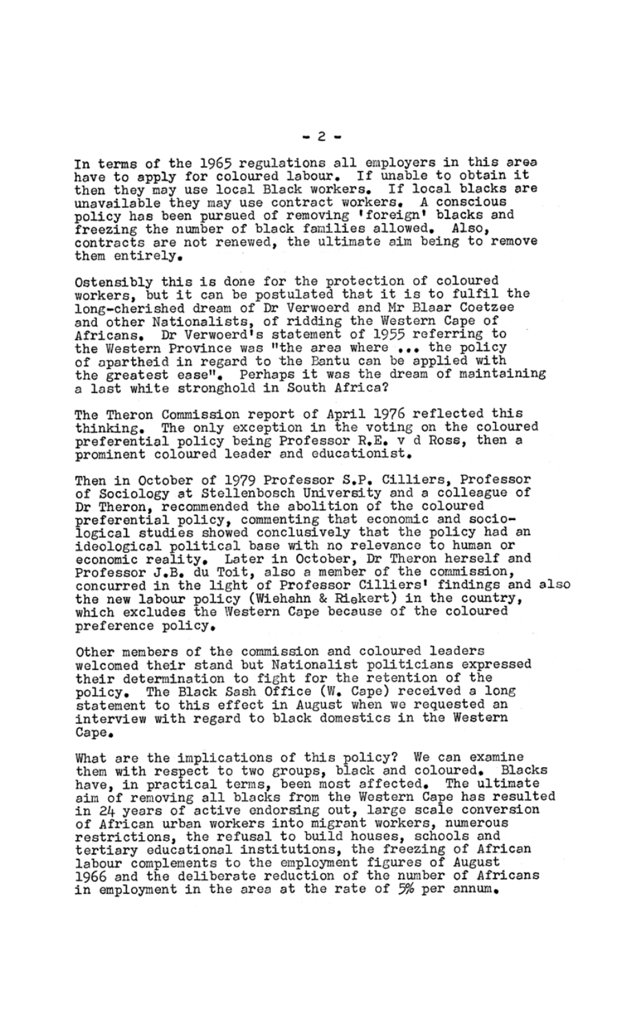In terms of the 1965 regulations all employers in this area have to apply for coloured labour. If unable to obtain it then they may use local Black workers. If local blacks are unavailable they may use contract workers. A conscious policy has been pursued of removing 'foreign' blacks and freezing the number of black families allowed. Also, contracts are not renewed, the ultimate aim being to remove them entirely.

Ostensibly this is done for the protection of coloured workers, but it can be postulated that it is to fulfil the long-cherished dream of Dr Verwoerd and Mr Blaar Coetzee and other Nationalists, of ridding the Western Cape of Africans. Dr Verwoerd's statement of 1955 referring to the Western Province was "the area where ... the policy of apartheid in regard to the Bantu can be applied with the greatest ease". Perhaps it was the dream of maintaining a last white stronghold in South Africa?

The Theron Commission report of April 1976 reflected this thinking. The only exception in the voting on the coloured preferential policy being Professor R.E. v d Ross, then a prominent coloured leader and educationist.

Then in October of 1979 Professor S.P. Cilliers, Professor of Sociology at Stellenbosch University and a colleague of Dr Theron, recommended the abolition of the coloured preferential policy, commenting that economic and sociological studies showed conclusively that the policy had an ideological political base with no relevance to human or economic reality. Later in October, Dr Theron herself and Professor J.B. du Toit, also a member of the commission, concurred in the light of Professor Cilliers' findings and also the new labour policy (Wiehahn & Riekert) in the country, which excludes the Western Cape because of the coloured preference policy.

Other members of the commission and coloured leaders welcomed their stand but Nationalist politicians expressed their determination to fight for the retention of the policy. The Black Sash Office (W. Cape) received a long statement to this effect in August when we requested an interview with regard to black domestics in the Western Cape.

What are the implications of this policy? We can examine them with respect to two groups, black and coloured. Blacks have, in practical terms, been most affected. The ultimate aim of removing all blacks from the Western Cape has resulted in 24 years of active endorsing out, large scale conversion of African urban workers into migrant workers, numerous restrictions, the refusal to build houses, schools and tertiary educational institutions, the freezing of African labour complements to the employment figures of August 1966 and the deliberate reduction of the number of Africans in employment in the area at the rate of 5% per annum.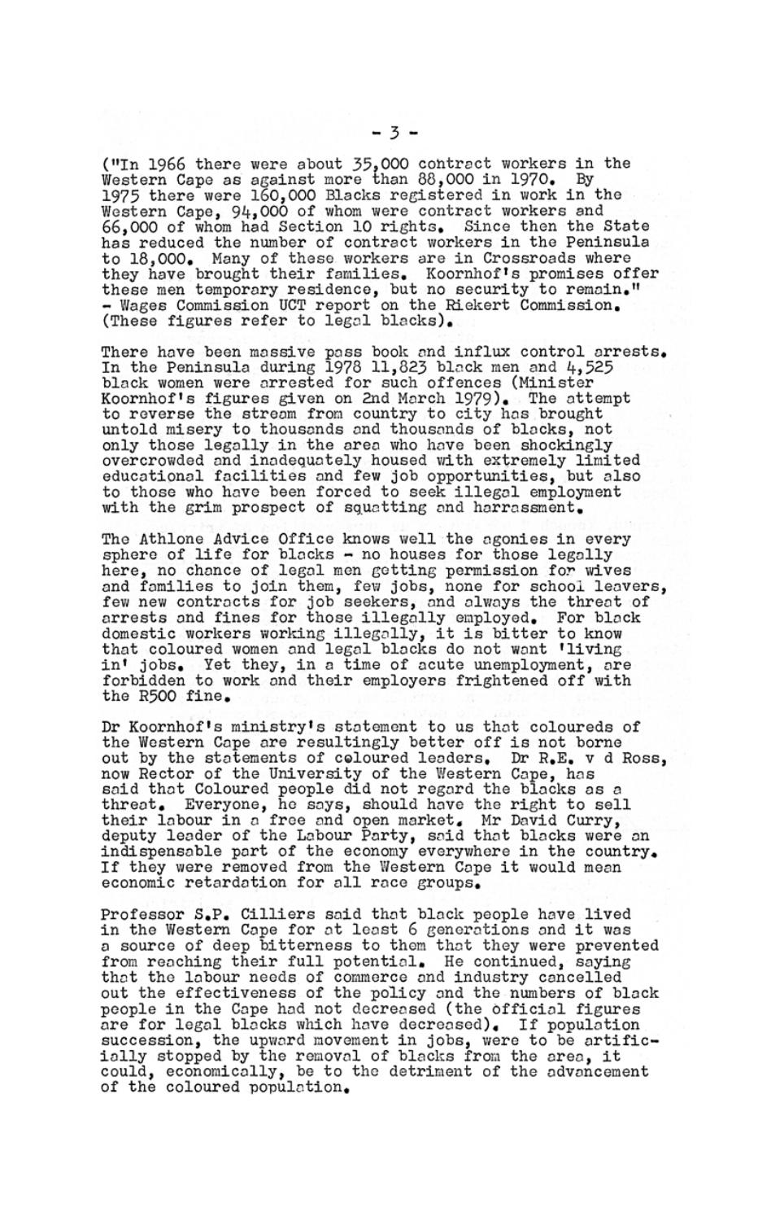("In 1966 there were about 35,000 contract workers in the Western Cape as against more than 88,000 in 1970. By 1975 there were 160,000 Blacks registered in work in the Western Cape, 94,000 of whom were contract workers and 66,000 of whom had Section 10 rights. Since then the State has reduced the number of contract workers in the Peninsula to 18,000. Many of these workers are in Crossroads where they have brought their families. Koornhof's promises offer these men temporary residence, but no security to remain." - Wages Commission UCT report on the Riekert Commission. (These figures refer to legal blacks).

There have been massive pass book and influx control arrests. In the Peninsula during 1978 11,823 black men and 4,525 black women were arrested for such offences (Minister Koornhof's figures given on 2nd March 1979). The attempt to reverse the stream from country to city has brought untold misery to thousands and thousands of blacks, not only those legally in the area who have been shockingly overcrowded and inadequately housed with extremely limited educational facilities and few job opportunities, but also to those who have been forced to seek illegal employment with the grim prospect of squatting and harrassment.

The Athlone Advice Office knows well the agonies in every sphere of life for blacks - no houses for those legally here, no chance of legal men getting permission for wives and families to join them, few jobs, none for school leavers, few new contracts for job seekers, and always the threat of arrests and fines for those illegally employed. For black domestic workers working illegally, it is bitter to know that coloured women and legal blacks do not want 'living in' jobs. Yet they, in a time of acute unemployment, are forbidden to work and their employers frightened off with the R500 fine.

Dr Koornhof's ministry's statement to us that coloureds of the Western Cape are resultingly better off is not borne out by the statements of coloured leaders. Dr R.E. v d Ross, now Rector of the University of the Western Cape, has said that Coloured people did not regard the blacks as a threat. Everyone, he says, should have the right to sell their labour in a free and open market. Mr David Curry, deputy leader of the Labour Party, said that blacks were an indispensable part of the economy everywhere in the country. If they were removed from the Western Cape it would mean economic retardation for all race groups.

Professor S.P. Cilliers said that black people have lived in the Western Cape for at least 6 generations and it was a source of deep bitterness to them that they were prevented from reaching their full potential. He continued, saying that the labour needs of commerce and industry cancelled out the effectiveness of the policy and the numbers of black people in the Cape had not decreased (the official figures are for legal blacks which have decreased). If population succession, the upward movement in jobs, were to be artificially stopped by the removal of blacks from the area, it could, economically, be to the detriment of the advancement of the coloured population.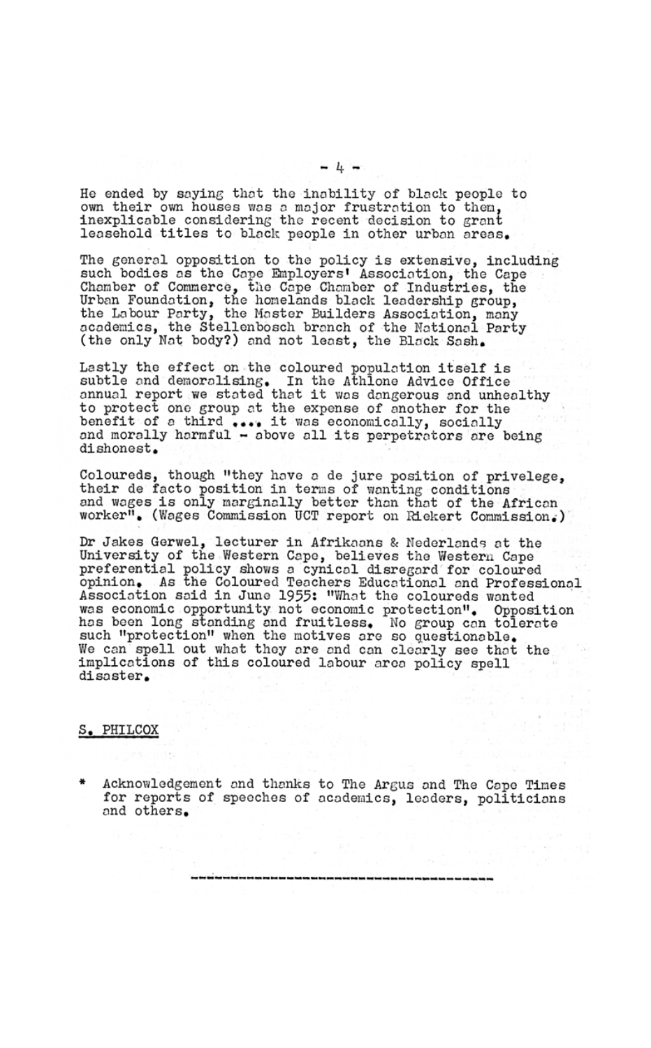He ended by saying that the inability of black people to own their own houses was a major frustration to them, inexplicable considering the recent decision to grant leasehold titles to black people in other urban areas.

The general opposition to the policy is extensive, including such bodies as the Cape Employers' Association, the Cape Chamber of Commerce, the Cape Chamber of Industries, the Urban Foundation, the homelands black leadership group, the Labour Party, the Master Builders Association, many academics, the Stellenbosch branch of the National Party (the only Nat body?) and not least, the Black Sash.

Lastly the effect on the coloured population itself is subtle and demoralising. In the Athlone Advice Office annual report we stated that it was dangerous and unhealthy to protect one group at the expense of another for the benefit of a third .... it was economically, socially and morally harmful - above all its perpetrators are being dishonest.

Coloureds, though "they have a de jure position of privelege, their de facto position in terms of wanting conditions and wages is only marginally better than that of the African worker". (Wages Commission UCT report on Riekert Commission.)

Dr Jakes Gerwel, lecturer in Afrikaans & Nederlands at the University of the Western Cape, believes the Western Cape preferential policy shows a cynical disregard for coloured opinion. As the Coloured Teachers Educational and Professional Association said in June 1955: "What the coloureds wanted was economic opportunity not economic protection". Opposition has been long standing and fruitless. No group can tolerate such "protection" when the motives are so questionable. We can spell out what they are and can clearly see that the implications of this coloured labour area policy spell disaster.

S. PHILCOX

\* Acknowledgement and thanks to The Argus and The Cape Times for reports of speeches of academics, leaders, politicians and others.

---